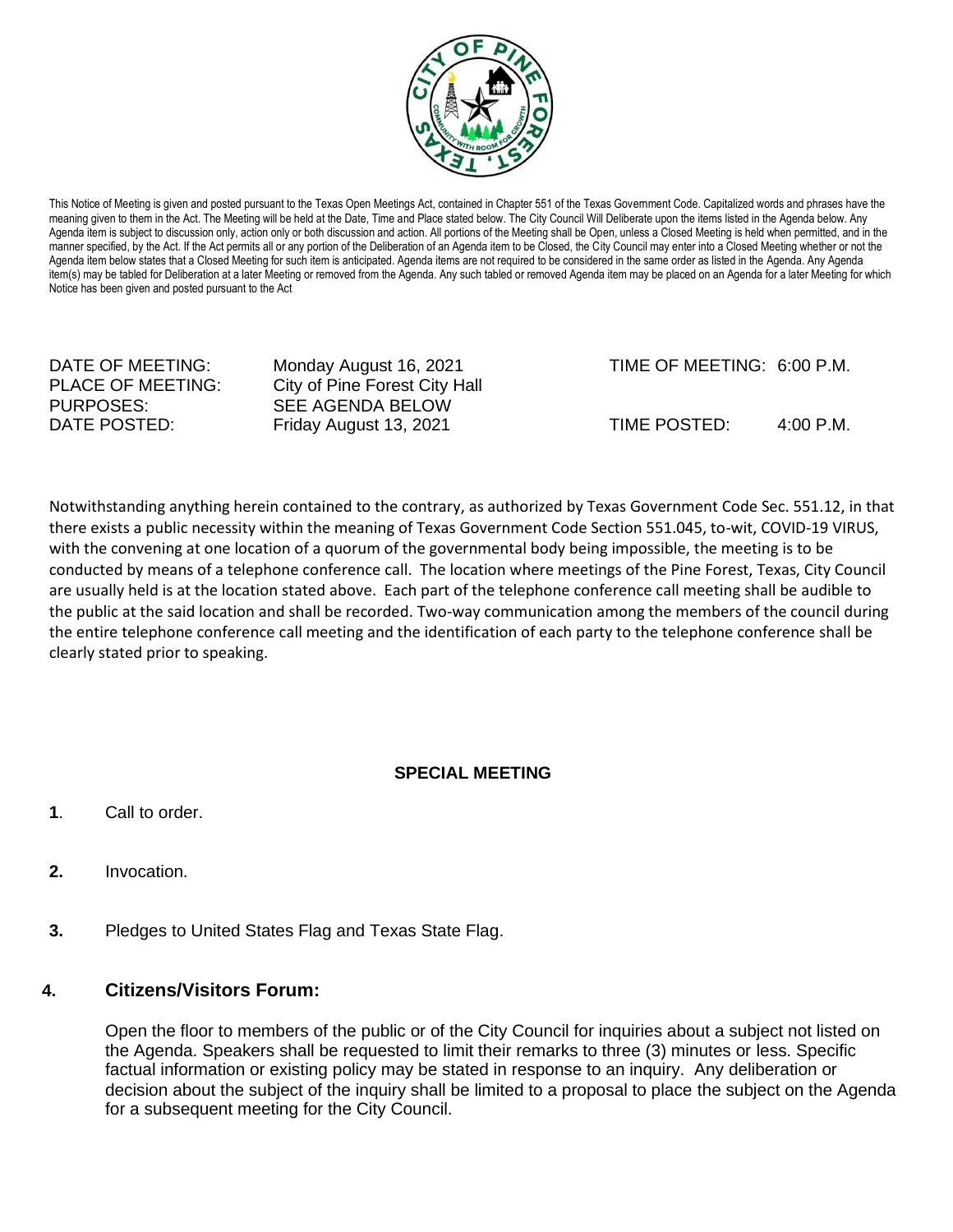This Notice of Meeting is given and posted pursuant to the Texas Open Meetings Act, contained in Chapter 551 of the Texas Government Code. Capitalized words and phrases have the meaning given to them in the Act. The Meeting will be held at the Date, Time and Place stated below. The City Council Will Deliberate upon the items listed in the Agenda below. Any Agenda item is subject to discussion only, action only or both discussion and action. All portions of the Meeting shall be Open, unless a Closed Meeting is held when permitted, and in the manner specified, by the Act. If the Act permits all or any portion of the Deliberation of an Agenda item to be Closed, the City Council may enter into a Closed Meeting whether or not the Agenda item below states that a Closed Meeting for such item is anticipated. Agenda items are not required to be considered in the same order as listed in the Agenda. Any Agenda item(s) may be tabled for Deliberation at a later Meeting or removed from the Agenda. Any such tabled or removed Agenda item may be placed on an Agenda for a later Meeting for which Notice has been given and posted pursuant to the Act

DATE OF MEETING: Monday August 16, 2021 TIME OF MEETING: 6:00 P.M.
PLACE OF MEETING: City of Pine Forest City Hall
PURPOSES: SEE AGENDA BELOW
DATE POSTED: Friday August 13, 2021 TIME POSTED: 4:00 P.M.

Notwithstanding anything herein contained to the contrary, as authorized by Texas Government Code Sec. 551.12, in that there exists a public necessity within the meaning of Texas Government Code Section 551.045, to-wit, COVID-19 VIRUS, with the convening at one location of a quorum of the governmental body being impossible, the meeting is to be conducted by means of a telephone conference call. The location where meetings of the Pine Forest, Texas, City Council are usually held is at the location stated above. Each part of the telephone conference call meeting shall be audible to the public at the said location and shall be recorded. Two-way communication among the members of the council during the entire telephone conference call meeting and the identification of each party to the telephone conference shall be clearly stated prior to speaking.

**SPECIAL MEETING**

**1**. Call to order.

**2.** Invocation.

**3.** Pledges to United States Flag and Texas State Flag.

**4. Citizens/Visitors Forum:**

Open the floor to members of the public or of the City Council for inquiries about a subject not listed on the Agenda. Speakers shall be requested to limit their remarks to three (3) minutes or less. Specific factual information or existing policy may be stated in response to an inquiry. Any deliberation or decision about the subject of the inquiry shall be limited to a proposal to place the subject on the Agenda for a subsequent meeting for the City Council.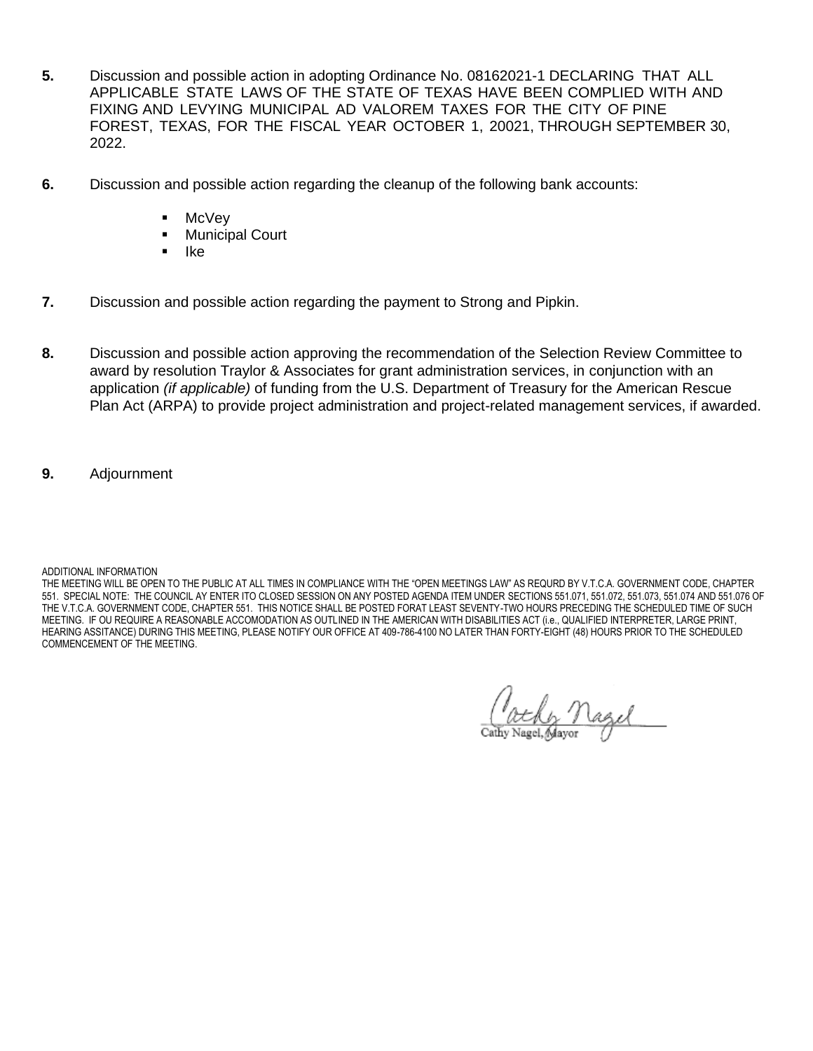**5.** Discussion and possible action in adopting Ordinance No. 08162021-1 DECLARING THAT ALL APPLICABLE STATE LAWS OF THE STATE OF TEXAS HAVE BEEN COMPLIED WITH AND FIXING AND LEVYING MUNICIPAL AD VALOREM TAXES FOR THE CITY OF PINE FOREST, TEXAS, FOR THE FISCAL YEAR OCTOBER 1, 20021, THROUGH SEPTEMBER 30, 2022.

**6.** Discussion and possible action regarding the cleanup of the following bank accounts:

- McVey
- Municipal Court
- Ike

**7.** Discussion and possible action regarding the payment to Strong and Pipkin.

**8.** Discussion and possible action approving the recommendation of the Selection Review Committee to award by resolution Traylor & Associates for grant administration services, in conjunction with an application *(if applicable)* of funding from the U.S. Department of Treasury for the American Rescue Plan Act (ARPA) to provide project administration and project-related management services, if awarded.

**9.** Adjournment

ADDITIONAL INFORMATION

THE MEETING WILL BE OPEN TO THE PUBLIC AT ALL TIMES IN COMPLIANCE WITH THE "OPEN MEETINGS LAW" AS REQURD BY V.T.C.A. GOVERNMENT CODE, CHAPTER 551. SPECIAL NOTE: THE COUNCIL AY ENTER ITO CLOSED SESSION ON ANY POSTED AGENDA ITEM UNDER SECTIONS 551.071, 551.072, 551.073, 551.074 AND 551.076 OF THE V.T.C.A. GOVERNMENT CODE, CHAPTER 551. THIS NOTICE SHALL BE POSTED FORAT LEAST SEVENTY-TWO HOURS PRECEDING THE SCHEDULED TIME OF SUCH MEETING. IF OU REQUIRE A REASONABLE ACCOMODATION AS OUTLINED IN THE AMERICAN WITH DISABILITIES ACT (i.e., QUALIFIED INTERPRETER, LARGE PRINT, HEARING ASSITANCE) DURING THIS MEETING, PLEASE NOTIFY OUR OFFICE AT 409-786-4100 NO LATER THAN FORTY-EIGHT (48) HOURS PRIOR TO THE SCHEDULED COMMENCEMENT OF THE MEETING.

Cathy Nagel

Cathy Nagel, Mayor